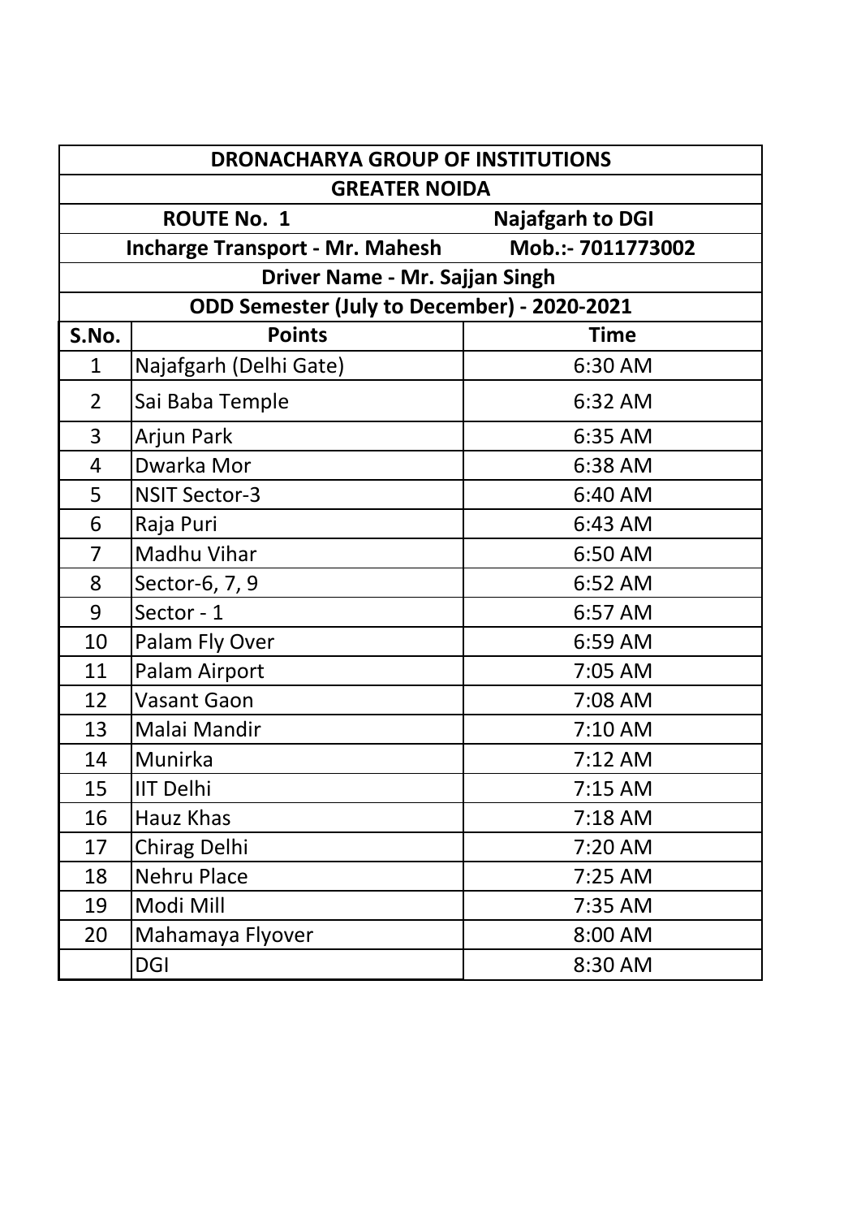| DRONACHARYA GROUP OF INSTITUTIONS | | |
|---|---|---|
| **GREATER NOIDA** | | |
| **ROUTE No. 1** | | **Najafgarh to DGI** |
| **Incharge Transport - Mr. Mahesh** | | **Mob.:- 7011773002** |
| **Driver Name - Mr. Sajjan Singh** | | |
| **ODD Semester (July to December) - 2020-2021** | | |
| **S.No.** | **Points** | **Time** |
| 1 | Najafgarh (Delhi Gate) | 6:30 AM |
| 2 | Sai Baba Temple | 6:32 AM |
| 3 | Arjun Park | 6:35 AM |
| 4 | Dwarka Mor | 6:38 AM |
| 5 | NSIT Sector-3 | 6:40 AM |
| 6 | Raja Puri | 6:43 AM |
| 7 | Madhu Vihar | 6:50 AM |
| 8 | Sector-6, 7, 9 | 6:52 AM |
| 9 | Sector - 1 | 6:57 AM |
| 10 | Palam Fly Over | 6:59 AM |
| 11 | Palam Airport | 7:05 AM |
| 12 | Vasant Gaon | 7:08 AM |
| 13 | Malai Mandir | 7:10 AM |
| 14 | Munirka | 7:12 AM |
| 15 | IIT Delhi | 7:15 AM |
| 16 | Hauz Khas | 7:18 AM |
| 17 | Chirag Delhi | 7:20 AM |
| 18 | Nehru Place | 7:25 AM |
| 19 | Modi Mill | 7:35 AM |
| 20 | Mahamaya Flyover | 8:00 AM |
| | DGI | 8:30 AM |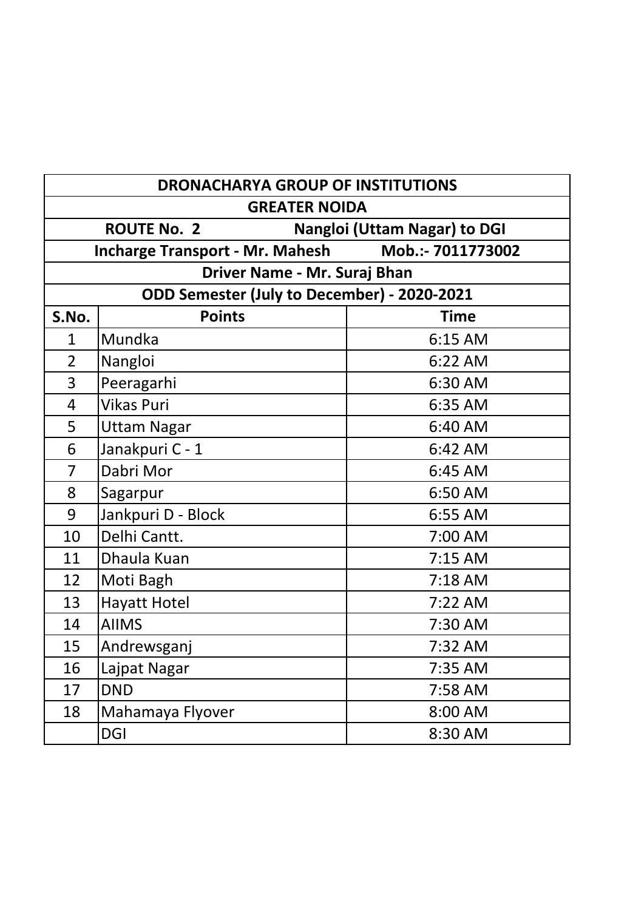| DRONACHARYA GROUP OF INSTITUTIONS | | |
|---|---|---|
| GREATER NOIDA | | |
| ROUTE No. 2 Nangloi (Uttam Nagar) to DGI | | |
| Incharge Transport - Mr. Mahesh Mob.:- 7011773002 | | |
| Driver Name - Mr. Suraj Bhan | | |
| ODD Semester (July to December) - 2020-2021 | | |
| **S.No.** | **Points** | **Time** |
| 1 | Mundka | 6:15 AM |
| 2 | Nangloi | 6:22 AM |
| 3 | Peeragarhi | 6:30 AM |
| 4 | Vikas Puri | 6:35 AM |
| 5 | Uttam Nagar | 6:40 AM |
| 6 | Janakpuri C - 1 | 6:42 AM |
| 7 | Dabri Mor | 6:45 AM |
| 8 | Sagarpur | 6:50 AM |
| 9 | Jankpuri D - Block | 6:55 AM |
| 10 | Delhi Cantt. | 7:00 AM |
| 11 | Dhaula Kuan | 7:15 AM |
| 12 | Moti Bagh | 7:18 AM |
| 13 | Hayatt Hotel | 7:22 AM |
| 14 | AIIMS | 7:30 AM |
| 15 | Andrewsganj | 7:32 AM |
| 16 | Lajpat Nagar | 7:35 AM |
| 17 | DND | 7:58 AM |
| 18 | Mahamaya Flyover | 8:00 AM |
| | DGI | 8:30 AM |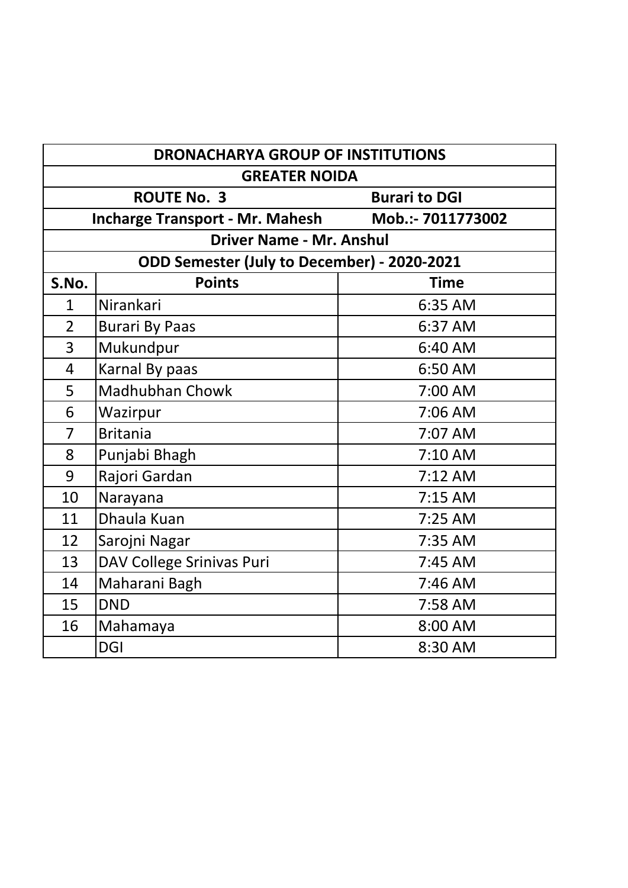| DRONACHARYA GROUP OF INSTITUTIONS | | |
|---|---|---|
| GREATER NOIDA | | |
| ROUTE No. 3 | | Burari to DGI |
| Incharge Transport - Mr. Mahesh | | Mob.:- 7011773002 |
| Driver Name - Mr. Anshul | | |
| ODD Semester (July to December) - 2020-2021 | | |
| **S.No.** | **Points** | **Time** |
| 1 | Nirankari | 6:35 AM |
| 2 | Burari By Paas | 6:37 AM |
| 3 | Mukundpur | 6:40 AM |
| 4 | Karnal By paas | 6:50 AM |
| 5 | Madhubhan Chowk | 7:00 AM |
| 6 | Wazirpur | 7:06 AM |
| 7 | Britania | 7:07 AM |
| 8 | Punjabi Bhagh | 7:10 AM |
| 9 | Rajori Gardan | 7:12 AM |
| 10 | Narayana | 7:15 AM |
| 11 | Dhaula Kuan | 7:25 AM |
| 12 | Sarojni Nagar | 7:35 AM |
| 13 | DAV College Srinivas Puri | 7:45 AM |
| 14 | Maharani Bagh | 7:46 AM |
| 15 | DND | 7:58 AM |
| 16 | Mahamaya | 8:00 AM |
| | DGI | 8:30 AM |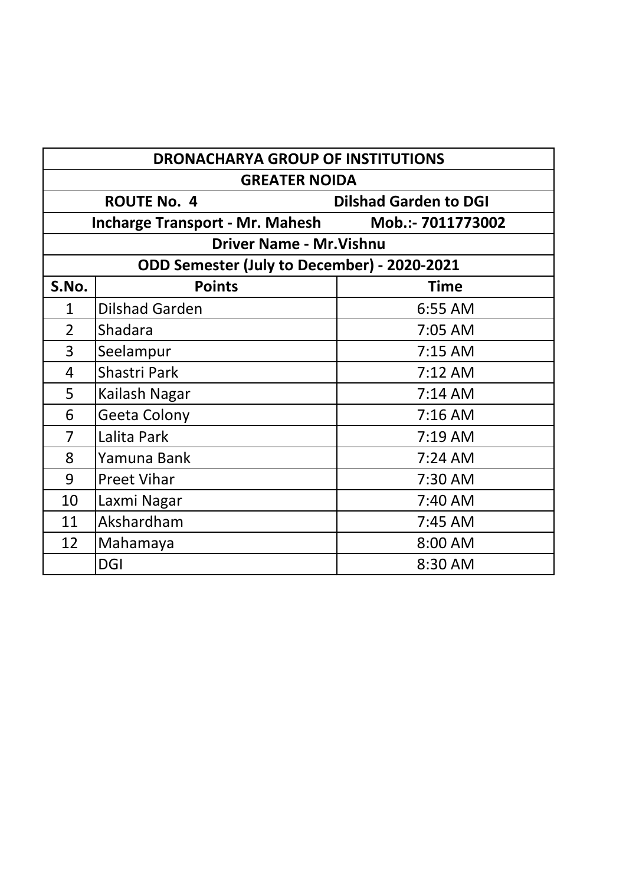| DRONACHARYA GROUP OF INSTITUTIONS | | |
|---|---|---|
| GREATER NOIDA | | |
| ROUTE No. 4 | | Dilshad Garden to DGI |
| Incharge Transport - Mr. Mahesh | | Mob.:- 7011773002 |
| Driver Name - Mr.Vishnu | | |
| ODD Semester (July to December) - 2020-2021 | | |
| **S.No.** | **Points** | **Time** |
| 1 | Dilshad Garden | 6:55 AM |
| 2 | Shadara | 7:05 AM |
| 3 | Seelampur | 7:15 AM |
| 4 | Shastri Park | 7:12 AM |
| 5 | Kailash Nagar | 7:14 AM |
| 6 | Geeta Colony | 7:16 AM |
| 7 | Lalita Park | 7:19 AM |
| 8 | Yamuna Bank | 7:24 AM |
| 9 | Preet Vihar | 7:30 AM |
| 10 | Laxmi Nagar | 7:40 AM |
| 11 | Akshardham | 7:45 AM |
| 12 | Mahamaya | 8:00 AM |
| | DGI | 8:30 AM |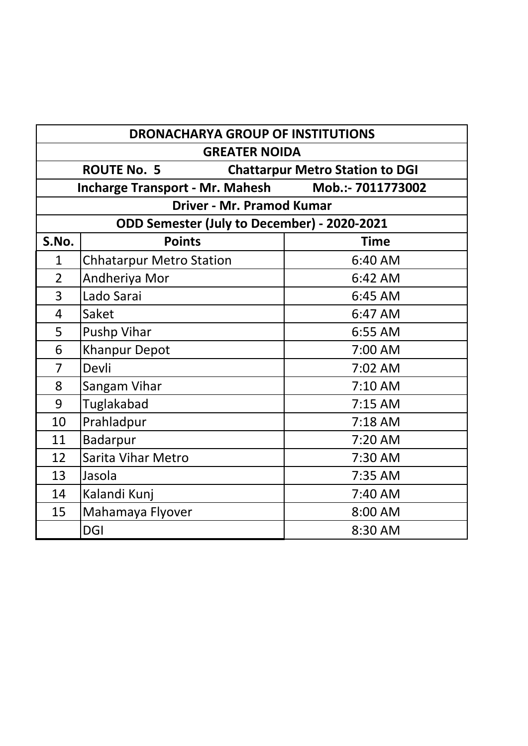| DRONACHARYA GROUP OF INSTITUTIONS | | |
|---|---|---|
| GREATER NOIDA | | |
| ROUTE No. 5 Chattarpur Metro Station to DGI | | |
| Incharge Transport - Mr. Mahesh Mob.:- 7011773002 | | |
| Driver - Mr. Pramod Kumar | | |
| ODD Semester (July to December) - 2020-2021 | | |
| **S.No.** | **Points** | **Time** |
| 1 | Chhatarpur Metro Station | 6:40 AM |
| 2 | Andheriya Mor | 6:42 AM |
| 3 | Lado Sarai | 6:45 AM |
| 4 | Saket | 6:47 AM |
| 5 | Pushp Vihar | 6:55 AM |
| 6 | Khanpur Depot | 7:00 AM |
| 7 | Devli | 7:02 AM |
| 8 | Sangam Vihar | 7:10 AM |
| 9 | Tuglakabad | 7:15 AM |
| 10 | Prahladpur | 7:18 AM |
| 11 | Badarpur | 7:20 AM |
| 12 | Sarita Vihar Metro | 7:30 AM |
| 13 | Jasola | 7:35 AM |
| 14 | Kalandi Kunj | 7:40 AM |
| 15 | Mahamaya Flyover | 8:00 AM |
| | DGI | 8:30 AM |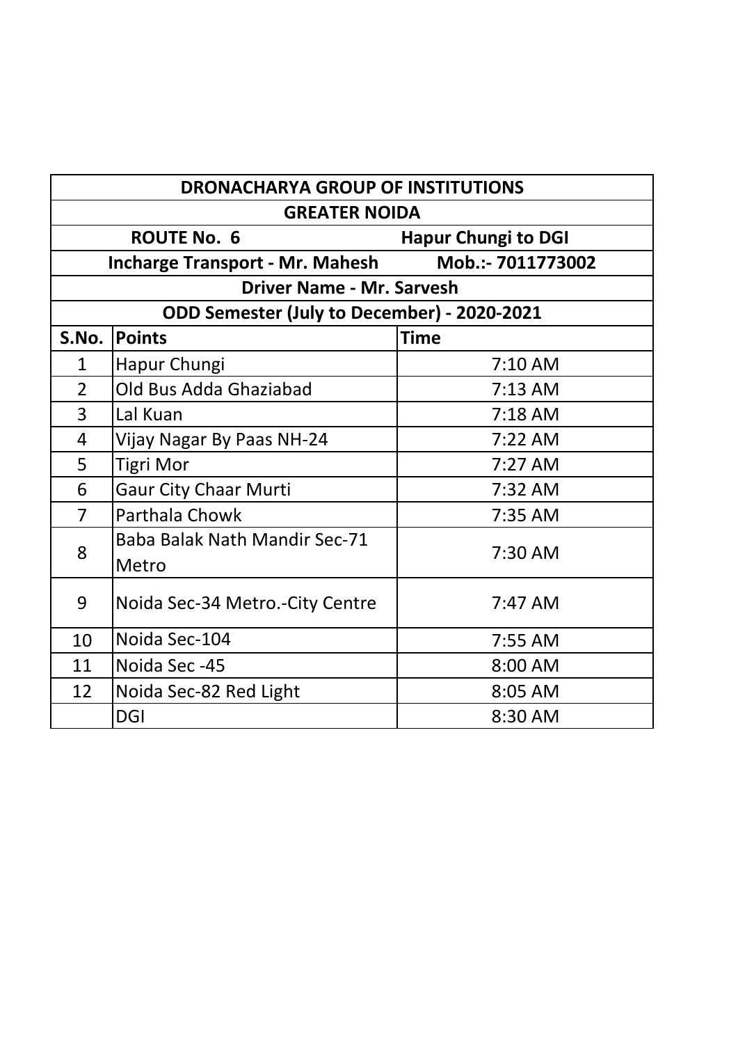| DRONACHARYA GROUP OF INSTITUTIONS | | |
|---|---|---|
| GREATER NOIDA | | |
| ROUTE No. 6 | | Hapur Chungi to DGI |
| Incharge Transport - Mr. Mahesh | | Mob.:- 7011773002 |
| Driver Name - Mr. Sarvesh | | |
| ODD Semester (July to December) - 2020-2021 | | |
| S.No. | Points | Time |
| 1 | Hapur Chungi | 7:10 AM |
| 2 | Old Bus Adda Ghaziabad | 7:13 AM |
| 3 | Lal Kuan | 7:18 AM |
| 4 | Vijay Nagar By Paas NH-24 | 7:22 AM |
| 5 | Tigri Mor | 7:27 AM |
| 6 | Gaur City Chaar Murti | 7:32 AM |
| 7 | Parthala Chowk | 7:35 AM |
| 8 | Baba Balak Nath Mandir Sec-71 Metro | 7:30 AM |
| 9 | Noida Sec-34 Metro.-City Centre | 7:47 AM |
| 10 | Noida Sec-104 | 7:55 AM |
| 11 | Noida Sec -45 | 8:00 AM |
| 12 | Noida Sec-82 Red Light | 8:05 AM |
| | DGI | 8:30 AM |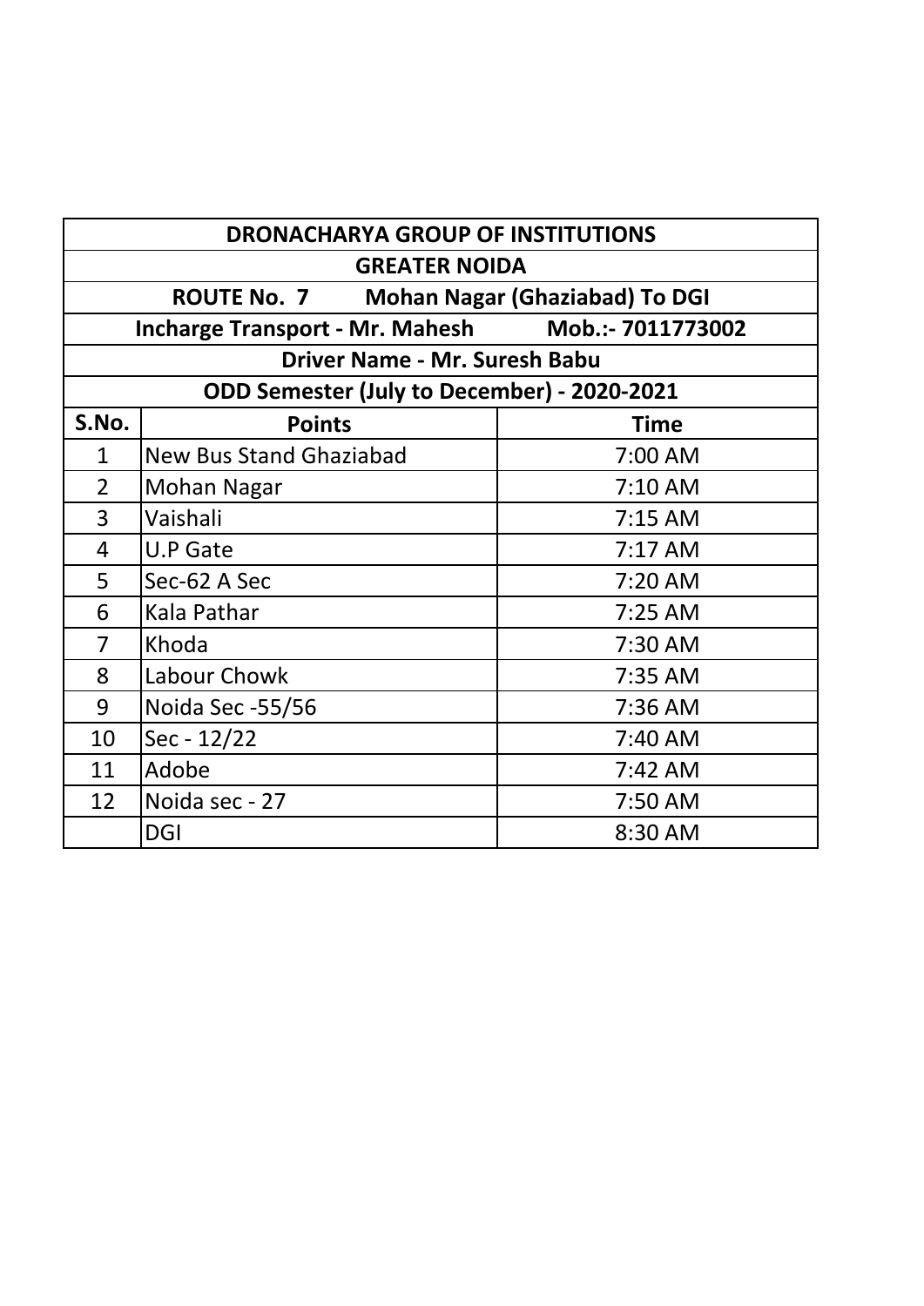**DRONACHARYA GROUP OF INSTITUTIONS**

**GREATER NOIDA**

**ROUTE No. 7 Mohan Nagar (Ghaziabad) To DGI**

**Incharge Transport - Mr. Mahesh Mob.:- 7011773002**

**Driver Name - Mr. Suresh Babu**

**ODD Semester (July to December) - 2020-2021**

| S.No. | Points | Time |
|---|---|---|
| 1 | New Bus Stand Ghaziabad | 7:00 AM |
| 2 | Mohan Nagar | 7:10 AM |
| 3 | Vaishali | 7:15 AM |
| 4 | U.P Gate | 7:17 AM |
| 5 | Sec-62 A Sec | 7:20 AM |
| 6 | Kala Pathar | 7:25 AM |
| 7 | Khoda | 7:30 AM |
| 8 | Labour Chowk | 7:35 AM |
| 9 | Noida Sec -55/56 | 7:36 AM |
| 10 | Sec - 12/22 | 7:40 AM |
| 11 | Adobe | 7:42 AM |
| 12 | Noida sec - 27 | 7:50 AM |
| | DGI | 8:30 AM |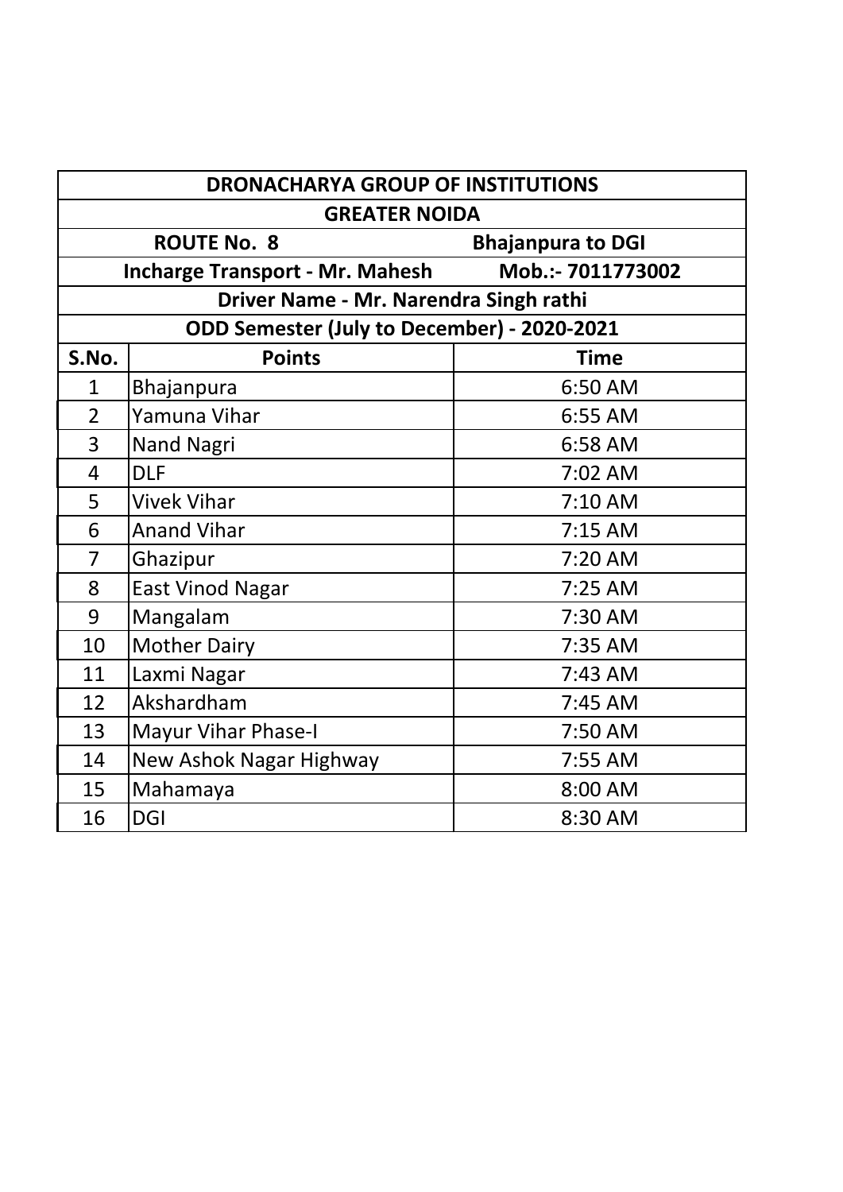| DRONACHARYA GROUP OF INSTITUTIONS | | |
|---|---|---|
| GREATER NOIDA | | |
| ROUTE No. 8 | | Bhajanpura to DGI |
| Incharge Transport - Mr. Mahesh | | Mob.:- 7011773002 |
| Driver Name - Mr. Narendra Singh rathi | | |
| ODD Semester (July to December) - 2020-2021 | | |
| **S.No.** | **Points** | **Time** |
| 1 | Bhajanpura | 6:50 AM |
| 2 | Yamuna Vihar | 6:55 AM |
| 3 | Nand Nagri | 6:58 AM |
| 4 | DLF | 7:02 AM |
| 5 | Vivek Vihar | 7:10 AM |
| 6 | Anand Vihar | 7:15 AM |
| 7 | Ghazipur | 7:20 AM |
| 8 | East Vinod Nagar | 7:25 AM |
| 9 | Mangalam | 7:30 AM |
| 10 | Mother Dairy | 7:35 AM |
| 11 | Laxmi Nagar | 7:43 AM |
| 12 | Akshardham | 7:45 AM |
| 13 | Mayur Vihar Phase-I | 7:50 AM |
| 14 | New Ashok Nagar Highway | 7:55 AM |
| 15 | Mahamaya | 8:00 AM |
| 16 | DGI | 8:30 AM |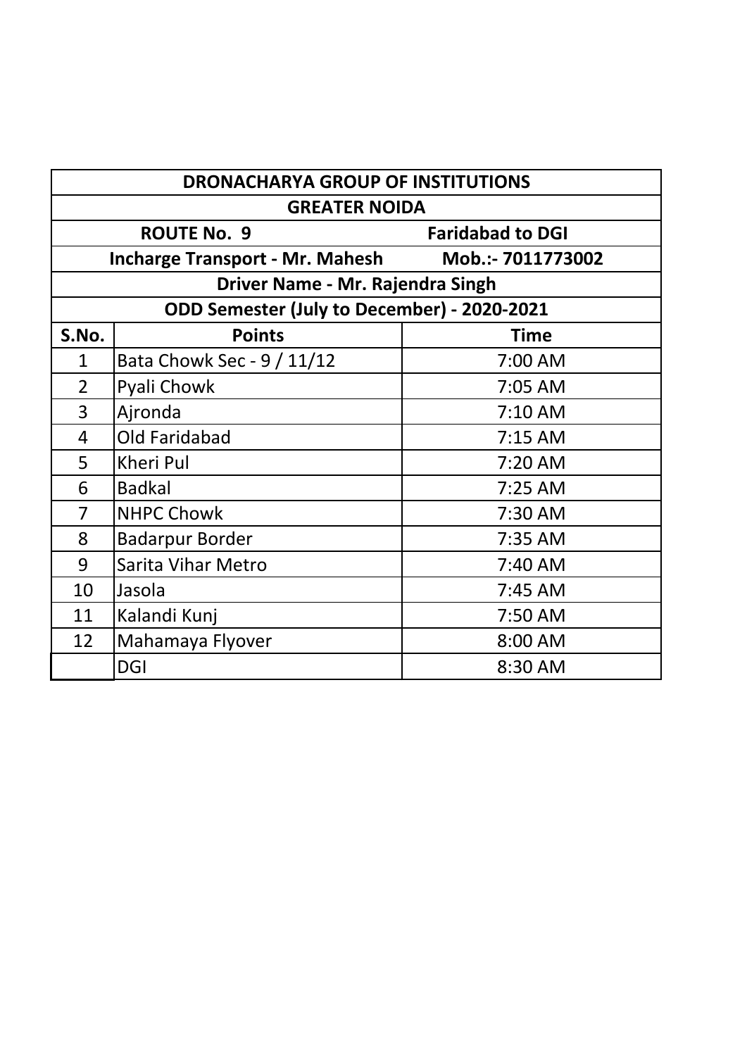| DRONACHARYA GROUP OF INSTITUTIONS | | |
|---|---|---|
| GREATER NOIDA | | |
| ROUTE No. 9 | | Faridabad to DGI |
| Incharge Transport - Mr. Mahesh | | Mob.:- 7011773002 |
| Driver Name - Mr. Rajendra Singh | | |
| ODD Semester (July to December) - 2020-2021 | | |
| **S.No.** | **Points** | **Time** |
| 1 | Bata Chowk Sec - 9 / 11/12 | 7:00 AM |
| 2 | Pyali Chowk | 7:05 AM |
| 3 | Ajronda | 7:10 AM |
| 4 | Old Faridabad | 7:15 AM |
| 5 | Kheri Pul | 7:20 AM |
| 6 | Badkal | 7:25 AM |
| 7 | NHPC Chowk | 7:30 AM |
| 8 | Badarpur Border | 7:35 AM |
| 9 | Sarita Vihar Metro | 7:40 AM |
| 10 | Jasola | 7:45 AM |
| 11 | Kalandi Kunj | 7:50 AM |
| 12 | Mahamaya Flyover | 8:00 AM |
| | DGI | 8:30 AM |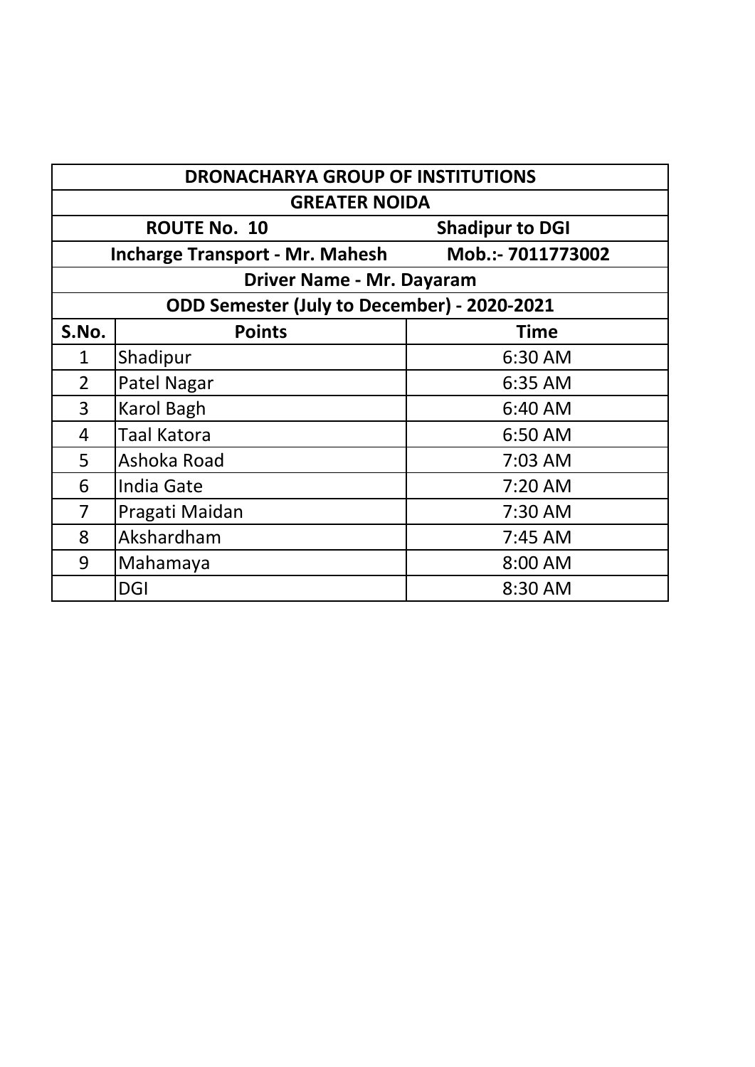| DRONACHARYA GROUP OF INSTITUTIONS | | |
|---|---|---|
| GREATER NOIDA | | |
| ROUTE No. 10 | Shadipur to DGI | |
| Incharge Transport - Mr. Mahesh | Mob.:- 7011773002 | |
| Driver Name - Mr. Dayaram | | |
| ODD Semester (July to December) - 2020-2021 | | |
| **S.No.** | **Points** | **Time** |
| 1 | Shadipur | 6:30 AM |
| 2 | Patel Nagar | 6:35 AM |
| 3 | Karol Bagh | 6:40 AM |
| 4 | Taal Katora | 6:50 AM |
| 5 | Ashoka Road | 7:03 AM |
| 6 | India Gate | 7:20 AM |
| 7 | Pragati Maidan | 7:30 AM |
| 8 | Akshardham | 7:45 AM |
| 9 | Mahamaya | 8:00 AM |
| | DGI | 8:30 AM |